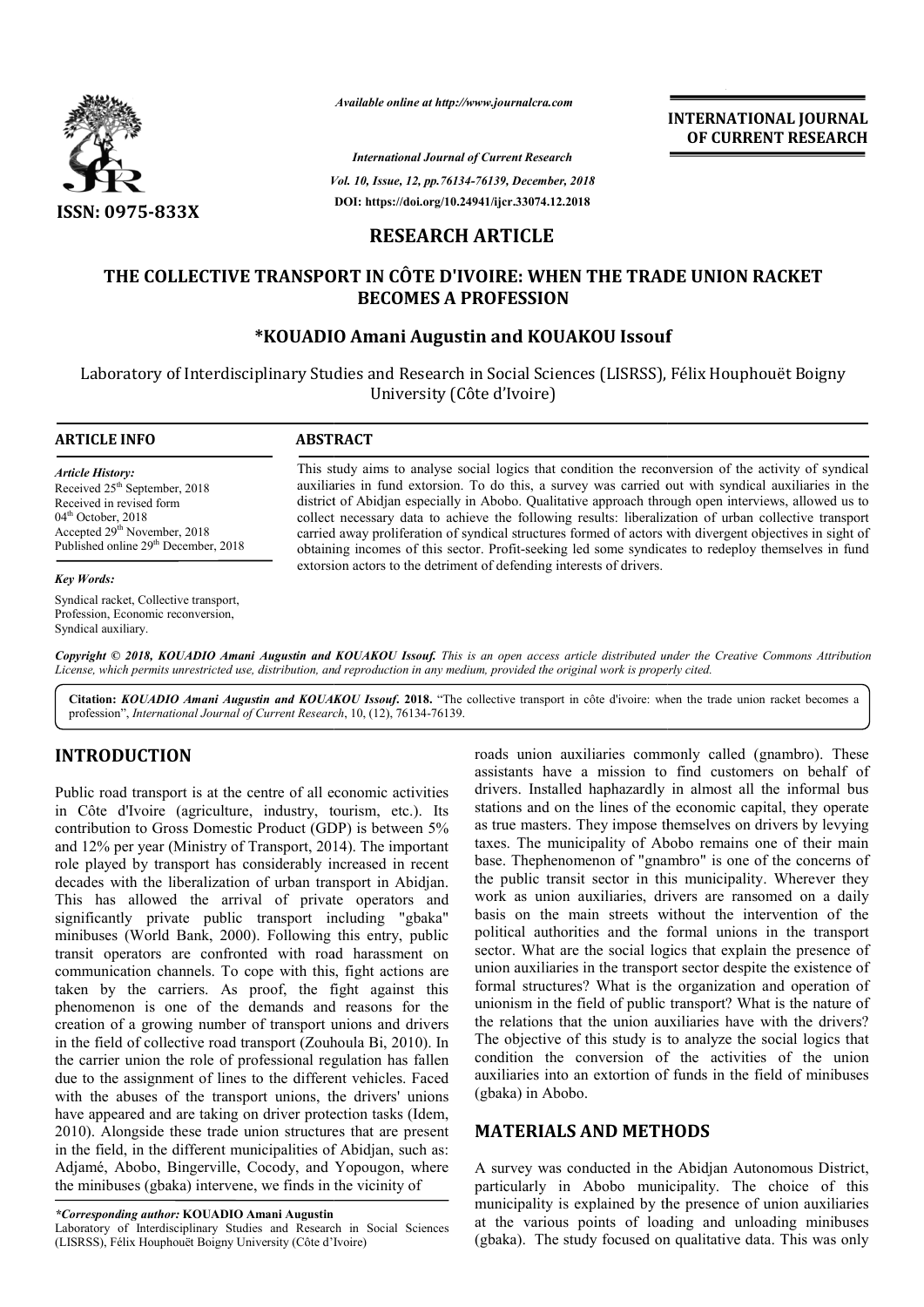*Available online at http://www.journalcra.com*

*International Journal of Current Research*
*Vol. 10, Issue, 12, pp.76134-76139, December, 2018*
**DOI: https://doi.org/10.24941/ijcr.33074.12.2018**

**INTERNATIONAL JOURNAL OF CURRENT RESEARCH**

**ISSN: 0975-833X**

## RESEARCH ARTICLE

# THE COLLECTIVE TRANSPORT IN CÔTE D'IVOIRE: WHEN THE TRADE UNION RACKET BECOMES A PROFESSION

**\*KOUADIO Amani Augustin and KOUAKOU Issouf**

Laboratory of Interdisciplinary Studies and Research in Social Sciences (LISRSS), Félix Houphouët Boigny University (Côte d'Ivoire)

**ARTICLE INFO**

*Article History:*
Received 25th September, 2018
Received in revised form
04th October, 2018
Accepted 29th November, 2018
Published online 29th December, 2018

*Key Words:*
Syndical racket, Collective transport, Profession, Economic reconversion, Syndical auxiliary.

**ABSTRACT**

This study aims to analyse social logics that condition the reconversion of the activity of syndical auxiliaries in fund extorsion. To do this, a survey was carried out with syndical auxiliaries in the district of Abidjan especially in Abobo. Qualitative approach through open interviews, allowed us to collect necessary data to achieve the following results: liberalization of urban collective transport carried away proliferation of syndical structures formed of actors with divergent objectives in sight of obtaining incomes of this sector. Profit-seeking led some syndicates to redeploy themselves in fund extorsion actors to the detriment of defending interests of drivers.

*Copyright © 2018, KOUADIO Amani Augustin and KOUAKOU Issouf. This is an open access article distributed under the Creative Commons Attribution License, which permits unrestricted use, distribution, and reproduction in any medium, provided the original work is properly cited.*

**Citation:** *KOUADIO Amani Augustin and KOUAKOU Issouf.* **2018.** "The collective transport in côte d'ivoire: when the trade union racket becomes a profession", *International Journal of Current Research*, 10, (12), 76134-76139.

## INTRODUCTION

Public road transport is at the centre of all economic activities in Côte d'Ivoire (agriculture, industry, tourism, etc.). Its contribution to Gross Domestic Product (GDP) is between 5% and 12% per year (Ministry of Transport, 2014). The important role played by transport has considerably increased in recent decades with the liberalization of urban transport in Abidjan. This has allowed the arrival of private operators and significantly private public transport including "gbaka" minibuses (World Bank, 2000). Following this entry, public transit operators are confronted with road harassment on communication channels. To cope with this, fight actions are taken by the carriers. As proof, the fight against this phenomenon is one of the demands and reasons for the creation of a growing number of transport unions and drivers in the field of collective road transport (Zouhoula Bi, 2010). In the carrier union the role of professional regulation has fallen due to the assignment of lines to the different vehicles. Faced with the abuses of the transport unions, the drivers' unions have appeared and are taking on driver protection tasks (Idem, 2010). Alongside these trade union structures that are present in the field, in the different municipalities of Abidjan, such as: Adjamé, Abobo, Bingerville, Cocody, and Yopougon, where the minibuses (gbaka) intervene, we finds in the vicinity of roads union auxiliaries commonly called (gnambro). These assistants have a mission to find customers on behalf of drivers. Installed haphazardly in almost all the informal bus stations and on the lines of the economic capital, they operate as true masters. They impose themselves on drivers by levying taxes. The municipality of Abobo remains one of their main base. Thephenomenon of "gnambro" is one of the concerns of the public transit sector in this municipality. Wherever they work as union auxiliaries, drivers are ransomed on a daily basis on the main streets without the intervention of the political authorities and the formal unions in the transport sector. What are the social logics that explain the presence of union auxiliaries in the transport sector despite the existence of formal structures? What is the organization and operation of unionism in the field of public transport? What is the nature of the relations that the union auxiliaries have with the drivers? The objective of this study is to analyze the social logics that condition the conversion of the activities of the union auxiliaries into an extortion of funds in the field of minibuses (gbaka) in Abobo.

## MATERIALS AND METHODS

A survey was conducted in the Abidjan Autonomous District, particularly in Abobo municipality. The choice of this municipality is explained by the presence of union auxiliaries at the various points of loading and unloading minibuses (gbaka). The study focused on qualitative data. This was only

*\*Corresponding author:* **KOUADIO Amani Augustin**
Laboratory of Interdisciplinary Studies and Research in Social Sciences (LISRSS), Félix Houphouët Boigny University (Côte d'Ivoire)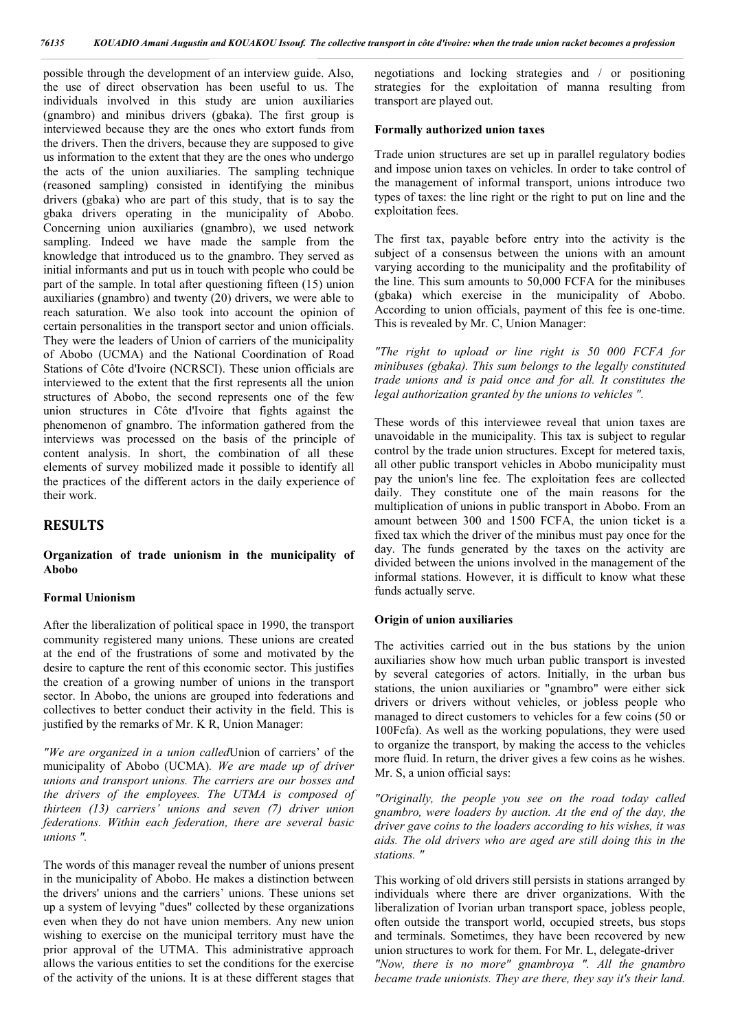possible through the development of an interview guide. Also, the use of direct observation has been useful to us. The individuals involved in this study are union auxiliaries (gnambro) and minibus drivers (gbaka). The first group is interviewed because they are the ones who extort funds from the drivers. Then the drivers, because they are supposed to give us information to the extent that they are the ones who undergo the acts of the union auxiliaries. The sampling technique (reasoned sampling) consisted in identifying the minibus drivers (gbaka) who are part of this study, that is to say the gbaka drivers operating in the municipality of Abobo. Concerning union auxiliaries (gnambro), we used network sampling. Indeed we have made the sample from the knowledge that introduced us to the gnambro. They served as initial informants and put us in touch with people who could be part of the sample. In total after questioning fifteen (15) union auxiliaries (gnambro) and twenty (20) drivers, we were able to reach saturation. We also took into account the opinion of certain personalities in the transport sector and union officials. They were the leaders of Union of carriers of the municipality of Abobo (UCMA) and the National Coordination of Road Stations of Côte d'Ivoire (NCRSCI). These union officials are interviewed to the extent that the first represents all the union structures of Abobo, the second represents one of the few union structures in Côte d'Ivoire that fights against the phenomenon of gnambro. The information gathered from the interviews was processed on the basis of the principle of content analysis. In short, the combination of all these elements of survey mobilized made it possible to identify all the practices of the different actors in the daily experience of their work.

# RESULTS

### Organization of trade unionism in the municipality of Abobo

### Formal Unionism

After the liberalization of political space in 1990, the transport community registered many unions. These unions are created at the end of the frustrations of some and motivated by the desire to capture the rent of this economic sector. This justifies the creation of a growing number of unions in the transport sector. In Abobo, the unions are grouped into federations and collectives to better conduct their activity in the field. This is justified by the remarks of Mr. K R, Union Manager:

*"We are organized in a union called*Union of carriers' of the municipality of Abobo (UCMA)*. We are made up of driver unions and transport unions. The carriers are our bosses and the drivers of the employees. The UTMA is composed of thirteen (13) carriers' unions and seven (7) driver union federations. Within each federation, there are several basic unions ".*

The words of this manager reveal the number of unions present in the municipality of Abobo. He makes a distinction between the drivers' unions and the carriers' unions. These unions set up a system of levying "dues" collected by these organizations even when they do not have union members. Any new union wishing to exercise on the municipal territory must have the prior approval of the UTMA. This administrative approach allows the various entities to set the conditions for the exercise of the activity of the unions. It is at these different stages that negotiations and locking strategies and / or positioning strategies for the exploitation of manna resulting from transport are played out.

### Formally authorized union taxes

Trade union structures are set up in parallel regulatory bodies and impose union taxes on vehicles. In order to take control of the management of informal transport, unions introduce two types of taxes: the line right or the right to put on line and the exploitation fees.

The first tax, payable before entry into the activity is the subject of a consensus between the unions with an amount varying according to the municipality and the profitability of the line. This sum amounts to 50,000 FCFA for the minibuses (gbaka) which exercise in the municipality of Abobo. According to union officials, payment of this fee is one-time. This is revealed by Mr. C, Union Manager:

*"The right to upload or line right is 50 000 FCFA for minibuses (gbaka). This sum belongs to the legally constituted trade unions and is paid once and for all. It constitutes the legal authorization granted by the unions to vehicles ".*

These words of this interviewee reveal that union taxes are unavoidable in the municipality. This tax is subject to regular control by the trade union structures. Except for metered taxis, all other public transport vehicles in Abobo municipality must pay the union's line fee. The exploitation fees are collected daily. They constitute one of the main reasons for the multiplication of unions in public transport in Abobo. From an amount between 300 and 1500 FCFA, the union ticket is a fixed tax which the driver of the minibus must pay once for the day. The funds generated by the taxes on the activity are divided between the unions involved in the management of the informal stations. However, it is difficult to know what these funds actually serve.

### Origin of union auxiliaries

The activities carried out in the bus stations by the union auxiliaries show how much urban public transport is invested by several categories of actors. Initially, in the urban bus stations, the union auxiliaries or "gnambro" were either sick drivers or drivers without vehicles, or jobless people who managed to direct customers to vehicles for a few coins (50 or 100Fcfa). As well as the working populations, they were used to organize the transport, by making the access to the vehicles more fluid. In return, the driver gives a few coins as he wishes. Mr. S, a union official says:

*"Originally, the people you see on the road today called gnambro, were loaders by auction. At the end of the day, the driver gave coins to the loaders according to his wishes, it was aids. The old drivers who are aged are still doing this in the stations. "*

This working of old drivers still persists in stations arranged by individuals where there are driver organizations. With the liberalization of Ivorian urban transport space, jobless people, often outside the transport world, occupied streets, bus stops and terminals. Sometimes, they have been recovered by new union structures to work for them. For Mr. L, delegate-driver *"Now, there is no more" gnambroya ". All the gnambro became trade unionists. They are there, they say it's their land.*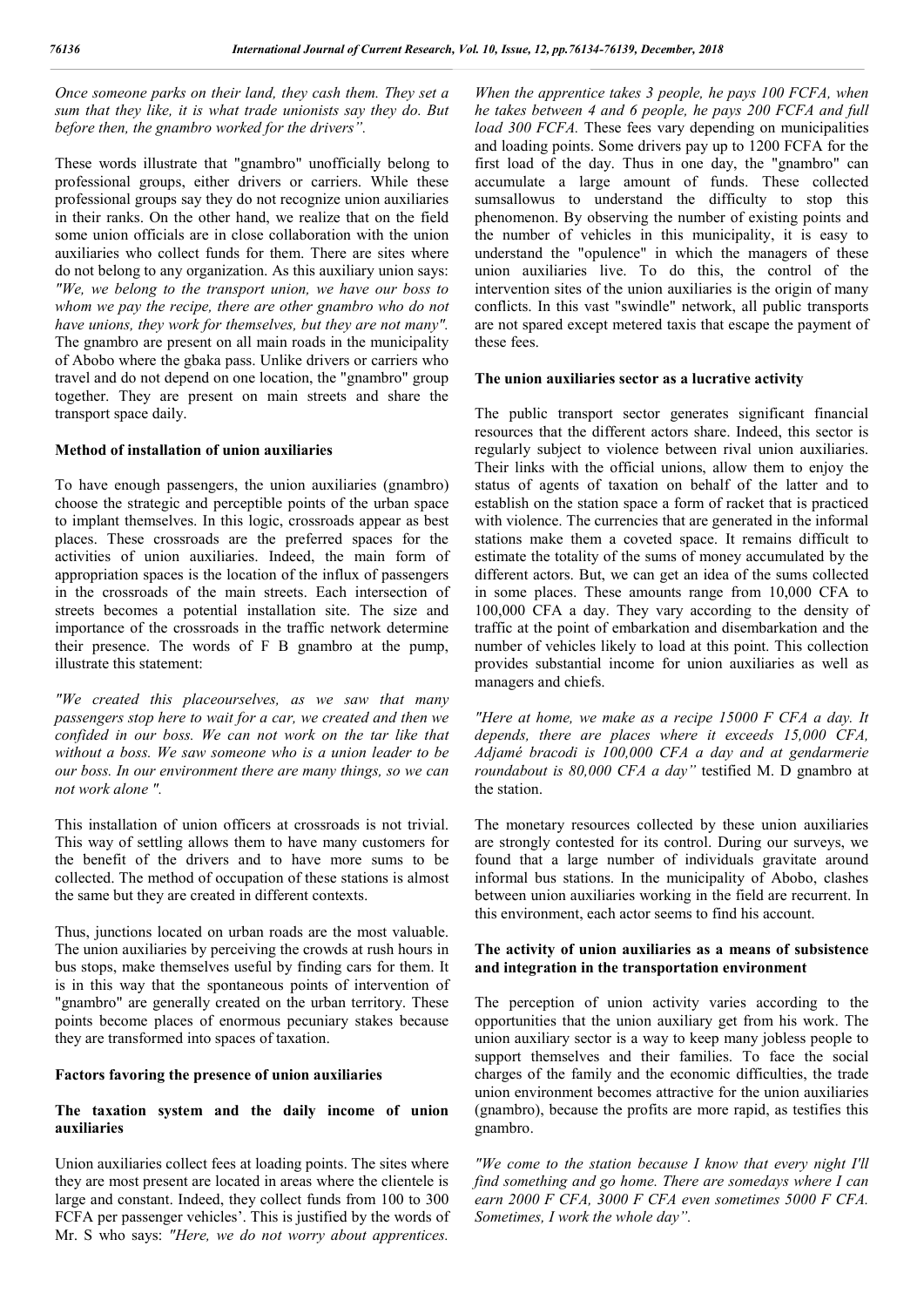*Once someone parks on their land, they cash them. They set a sum that they like, it is what trade unionists say they do. But before then, the gnambro worked for the drivers".*

These words illustrate that "gnambro" unofficially belong to professional groups, either drivers or carriers. While these professional groups say they do not recognize union auxiliaries in their ranks. On the other hand, we realize that on the field some union officials are in close collaboration with the union auxiliaries who collect funds for them. There are sites where do not belong to any organization. As this auxiliary union says: *"We, we belong to the transport union, we have our boss to whom we pay the recipe, there are other gnambro who do not have unions, they work for themselves, but they are not many".* The gnambro are present on all main roads in the municipality of Abobo where the gbaka pass. Unlike drivers or carriers who travel and do not depend on one location, the "gnambro" group together. They are present on main streets and share the transport space daily.

### Method of installation of union auxiliaries

To have enough passengers, the union auxiliaries (gnambro) choose the strategic and perceptible points of the urban space to implant themselves. In this logic, crossroads appear as best places. These crossroads are the preferred spaces for the activities of union auxiliaries. Indeed, the main form of appropriation spaces is the location of the influx of passengers in the crossroads of the main streets. Each intersection of streets becomes a potential installation site. The size and importance of the crossroads in the traffic network determine their presence. The words of F B gnambro at the pump, illustrate this statement:

*"We created this placeourselves, as we saw that many passengers stop here to wait for a car, we created and then we confided in our boss. We can not work on the tar like that without a boss. We saw someone who is a union leader to be our boss. In our environment there are many things, so we can not work alone ".*

This installation of union officers at crossroads is not trivial. This way of settling allows them to have many customers for the benefit of the drivers and to have more sums to be collected. The method of occupation of these stations is almost the same but they are created in different contexts.

Thus, junctions located on urban roads are the most valuable. The union auxiliaries by perceiving the crowds at rush hours in bus stops, make themselves useful by finding cars for them. It is in this way that the spontaneous points of intervention of "gnambro" are generally created on the urban territory. These points become places of enormous pecuniary stakes because they are transformed into spaces of taxation.

### Factors favoring the presence of union auxiliaries

### The taxation system and the daily income of union auxiliaries

Union auxiliaries collect fees at loading points. The sites where they are most present are located in areas where the clientele is large and constant. Indeed, they collect funds from 100 to 300 FCFA per passenger vehicles'. This is justified by the words of Mr. S who says: *"Here, we do not worry about apprentices. When the apprentice takes 3 people, he pays 100 FCFA, when he takes between 4 and 6 people, he pays 200 FCFA and full load 300 FCFA.* These fees vary depending on municipalities and loading points. Some drivers pay up to 1200 FCFA for the first load of the day. Thus in one day, the "gnambro" can accumulate a large amount of funds. These collected sumsallowus to understand the difficulty to stop this phenomenon. By observing the number of existing points and the number of vehicles in this municipality, it is easy to understand the "opulence" in which the managers of these union auxiliaries live. To do this, the control of the intervention sites of the union auxiliaries is the origin of many conflicts. In this vast "swindle" network, all public transports are not spared except metered taxis that escape the payment of these fees.

### The union auxiliaries sector as a lucrative activity

The public transport sector generates significant financial resources that the different actors share. Indeed, this sector is regularly subject to violence between rival union auxiliaries. Their links with the official unions, allow them to enjoy the status of agents of taxation on behalf of the latter and to establish on the station space a form of racket that is practiced with violence. The currencies that are generated in the informal stations make them a coveted space. It remains difficult to estimate the totality of the sums of money accumulated by the different actors. But, we can get an idea of the sums collected in some places. These amounts range from 10,000 CFA to 100,000 CFA a day. They vary according to the density of traffic at the point of embarkation and disembarkation and the number of vehicles likely to load at this point. This collection provides substantial income for union auxiliaries as well as managers and chiefs.

*"Here at home, we make as a recipe 15000 F CFA a day. It depends, there are places where it exceeds 15,000 CFA, Adjamé bracodi is 100,000 CFA a day and at gendarmerie roundabout is 80,000 CFA a day"* testified M. D gnambro at the station.

The monetary resources collected by these union auxiliaries are strongly contested for its control. During our surveys, we found that a large number of individuals gravitate around informal bus stations. In the municipality of Abobo, clashes between union auxiliaries working in the field are recurrent. In this environment, each actor seems to find his account.

### The activity of union auxiliaries as a means of subsistence and integration in the transportation environment

The perception of union activity varies according to the opportunities that the union auxiliary get from his work. The union auxiliary sector is a way to keep many jobless people to support themselves and their families. To face the social charges of the family and the economic difficulties, the trade union environment becomes attractive for the union auxiliaries (gnambro), because the profits are more rapid, as testifies this gnambro.

*"We come to the station because I know that every night I'll find something and go home. There are somedays where I can earn 2000 F CFA, 3000 F CFA even sometimes 5000 F CFA. Sometimes, I work the whole day".*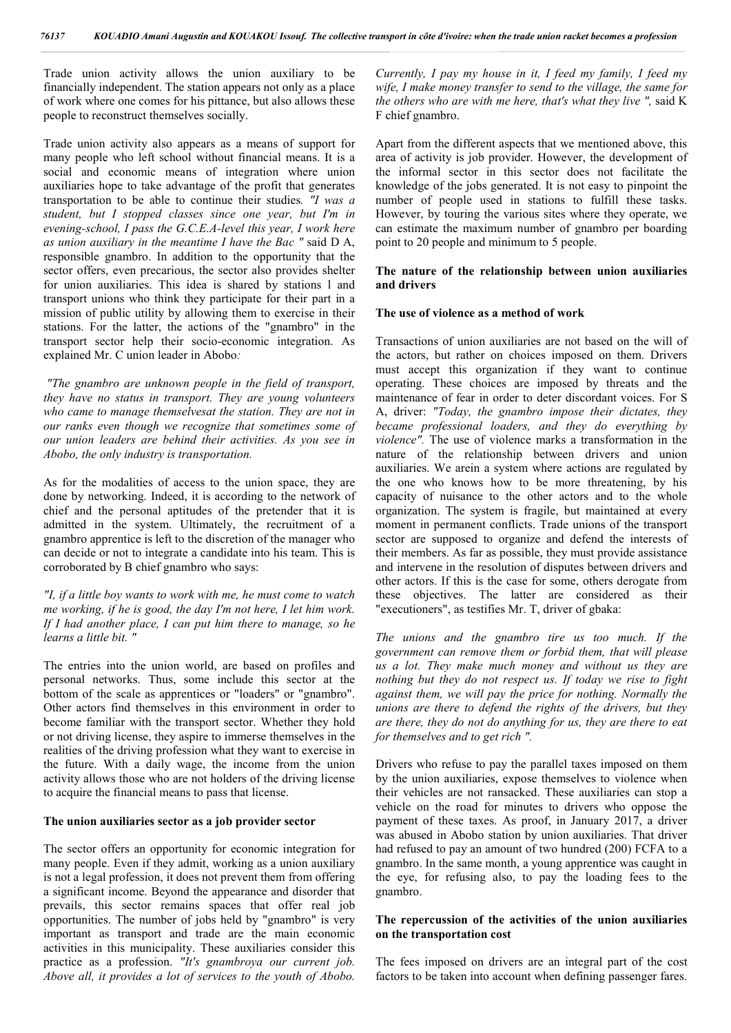Trade union activity allows the union auxiliary to be financially independent. The station appears not only as a place of work where one comes for his pittance, but also allows these people to reconstruct themselves socially.

Trade union activity also appears as a means of support for many people who left school without financial means. It is a social and economic means of integration where union auxiliaries hope to take advantage of the profit that generates transportation to be able to continue their studies. *"I was a student, but I stopped classes since one year, but I'm in evening-school, I pass the G.C.E.A-level this year, I work here as union auxiliary in the meantime I have the Bac "* said D A, responsible gnambro. In addition to the opportunity that the sector offers, even precarious, the sector also provides shelter for union auxiliaries. This idea is shared by stations l and transport unions who think they participate for their part in a mission of public utility by allowing them to exercise in their stations. For the latter, the actions of the "gnambro" in the transport sector help their socio-economic integration. As explained Mr. C union leader in Abobo*:*

*"The gnambro are unknown people in the field of transport, they have no status in transport. They are young volunteers who came to manage themselvesat the station. They are not in our ranks even though we recognize that sometimes some of our union leaders are behind their activities. As you see in Abobo, the only industry is transportation.*

As for the modalities of access to the union space, they are done by networking. Indeed, it is according to the network of chief and the personal aptitudes of the pretender that it is admitted in the system. Ultimately, the recruitment of a gnambro apprentice is left to the discretion of the manager who can decide or not to integrate a candidate into his team. This is corroborated by B chief gnambro who says:

*"I, if a little boy wants to work with me, he must come to watch me working, if he is good, the day I'm not here, I let him work. If I had another place, I can put him there to manage, so he learns a little bit. "*

The entries into the union world, are based on profiles and personal networks. Thus, some include this sector at the bottom of the scale as apprentices or "loaders" or "gnambro". Other actors find themselves in this environment in order to become familiar with the transport sector. Whether they hold or not driving license, they aspire to immerse themselves in the realities of the driving profession what they want to exercise in the future. With a daily wage, the income from the union activity allows those who are not holders of the driving license to acquire the financial means to pass that license.

### The union auxiliaries sector as a job provider sector

The sector offers an opportunity for economic integration for many people. Even if they admit, working as a union auxiliary is not a legal profession, it does not prevent them from offering a significant income. Beyond the appearance and disorder that prevails, this sector remains spaces that offer real job opportunities. The number of jobs held by "gnambro" is very important as transport and trade are the main economic activities in this municipality. These auxiliaries consider this practice as a profession. *"It's gnambroya our current job. Above all, it provides a lot of services to the youth of Abobo. Currently, I pay my house in it, I feed my family, I feed my wife, I make money transfer to send to the village, the same for the others who are with me here, that's what they live ",* said K F chief gnambro.

Apart from the different aspects that we mentioned above, this area of activity is job provider. However, the development of the informal sector in this sector does not facilitate the knowledge of the jobs generated. It is not easy to pinpoint the number of people used in stations to fulfill these tasks. However, by touring the various sites where they operate, we can estimate the maximum number of gnambro per boarding point to 20 people and minimum to 5 people.

### The nature of the relationship between union auxiliaries and drivers

### The use of violence as a method of work

Transactions of union auxiliaries are not based on the will of the actors, but rather on choices imposed on them. Drivers must accept this organization if they want to continue operating. These choices are imposed by threats and the maintenance of fear in order to deter discordant voices. For S A, driver: *"Today, the gnambro impose their dictates, they became professional loaders, and they do everything by violence".* The use of violence marks a transformation in the nature of the relationship between drivers and union auxiliaries. We arein a system where actions are regulated by the one who knows how to be more threatening, by his capacity of nuisance to the other actors and to the whole organization. The system is fragile, but maintained at every moment in permanent conflicts. Trade unions of the transport sector are supposed to organize and defend the interests of their members. As far as possible, they must provide assistance and intervene in the resolution of disputes between drivers and other actors. If this is the case for some, others derogate from these objectives. The latter are considered as their "executioners", as testifies Mr. T, driver of gbaka:

*The unions and the gnambro tire us too much. If the government can remove them or forbid them, that will please us a lot. They make much money and without us they are nothing but they do not respect us. If today we rise to fight against them, we will pay the price for nothing. Normally the unions are there to defend the rights of the drivers, but they are there, they do not do anything for us, they are there to eat for themselves and to get rich ".*

Drivers who refuse to pay the parallel taxes imposed on them by the union auxiliaries, expose themselves to violence when their vehicles are not ransacked. These auxiliaries can stop a vehicle on the road for minutes to drivers who oppose the payment of these taxes. As proof, in January 2017, a driver was abused in Abobo station by union auxiliaries. That driver had refused to pay an amount of two hundred (200) FCFA to a gnambro. In the same month, a young apprentice was caught in the eye, for refusing also, to pay the loading fees to the gnambro.

### The repercussion of the activities of the union auxiliaries on the transportation cost

The fees imposed on drivers are an integral part of the cost factors to be taken into account when defining passenger fares.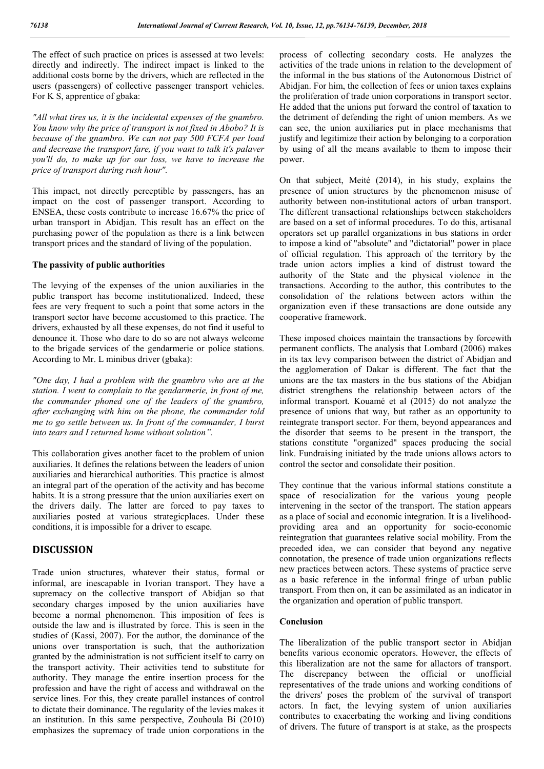The effect of such practice on prices is assessed at two levels: directly and indirectly. The indirect impact is linked to the additional costs borne by the drivers, which are reflected in the users (passengers) of collective passenger transport vehicles. For K S, apprentice of gbaka:

*"All what tires us, it is the incidental expenses of the gnambro. You know why the price of transport is not fixed in Abobo? It is because of the gnambro. We can not pay 500 FCFA per load and decrease the transport fare, if you want to talk it's palaver you'll do, to make up for our loss, we have to increase the price of transport during rush hour".*

This impact, not directly perceptible by passengers, has an impact on the cost of passenger transport. According to ENSEA, these costs contribute to increase 16.67% the price of urban transport in Abidjan. This result has an effect on the purchasing power of the population as there is a link between transport prices and the standard of living of the population.

### The passivity of public authorities

The levying of the expenses of the union auxiliaries in the public transport has become institutionalized. Indeed, these fees are very frequent to such a point that some actors in the transport sector have become accustomed to this practice. The drivers, exhausted by all these expenses, do not find it useful to denounce it. Those who dare to do so are not always welcome to the brigade services of the gendarmerie or police stations. According to Mr. L minibus driver (gbaka):

*"One day, I had a problem with the gnambro who are at the station. I went to complain to the gendarmerie, in front of me, the commander phoned one of the leaders of the gnambro, after exchanging with him on the phone, the commander told me to go settle between us. In front of the commander, I burst into tears and I returned home without solution".*

This collaboration gives another facet to the problem of union auxiliaries. It defines the relations between the leaders of union auxiliaries and hierarchical authorities. This practice is almost an integral part of the operation of the activity and has become habits. It is a strong pressure that the union auxiliaries exert on the drivers daily. The latter are forced to pay taxes to auxiliaries posted at various strategicplaces. Under these conditions, it is impossible for a driver to escape.

## DISCUSSION

Trade union structures, whatever their status, formal or informal, are inescapable in Ivorian transport. They have a supremacy on the collective transport of Abidjan so that secondary charges imposed by the union auxiliaries have become a normal phenomenon. This imposition of fees is outside the law and is illustrated by force. This is seen in the studies of (Kassi, 2007). For the author, the dominance of the unions over transportation is such, that the authorization granted by the administration is not sufficient itself to carry on the transport activity. Their activities tend to substitute for authority. They manage the entire insertion process for the profession and have the right of access and withdrawal on the service lines. For this, they create parallel instances of control to dictate their dominance. The regularity of the levies makes it an institution. In this same perspective, Zouhoula Bi (2010) emphasizes the supremacy of trade union corporations in the process of collecting secondary costs. He analyzes the activities of the trade unions in relation to the development of the informal in the bus stations of the Autonomous District of Abidjan. For him, the collection of fees or union taxes explains the proliferation of trade union corporations in transport sector. He added that the unions put forward the control of taxation to the detriment of defending the right of union members. As we can see, the union auxiliaries put in place mechanisms that justify and legitimize their action by belonging to a corporation by using of all the means available to them to impose their power.

On that subject, Meité (2014), in his study, explains the presence of union structures by the phenomenon misuse of authority between non-institutional actors of urban transport. The different transactional relationships between stakeholders are based on a set of informal procedures. To do this, artisanal operators set up parallel organizations in bus stations in order to impose a kind of "absolute" and "dictatorial" power in place of official regulation. This approach of the territory by the trade union actors implies a kind of distrust toward the authority of the State and the physical violence in the transactions. According to the author, this contributes to the consolidation of the relations between actors within the organization even if these transactions are done outside any cooperative framework.

These imposed choices maintain the transactions by forcewith permanent conflicts. The analysis that Lombard (2006) makes in its tax levy comparison between the district of Abidjan and the agglomeration of Dakar is different. The fact that the unions are the tax masters in the bus stations of the Abidjan district strengthens the relationship between actors of the informal transport. Kouamé et al (2015) do not analyze the presence of unions that way, but rather as an opportunity to reintegrate transport sector. For them, beyond appearances and the disorder that seems to be present in the transport, the stations constitute "organized" spaces producing the social link. Fundraising initiated by the trade unions allows actors to control the sector and consolidate their position.

They continue that the various informal stations constitute a space of resocialization for the various young people intervening in the sector of the transport. The station appears as a place of social and economic integration. It is a livelihood-providing area and an opportunity for socio-economic reintegration that guarantees relative social mobility. From the preceded idea, we can consider that beyond any negative connotation, the presence of trade union organizations reflects new practices between actors. These systems of practice serve as a basic reference in the informal fringe of urban public transport. From then on, it can be assimilated as an indicator in the organization and operation of public transport.

### Conclusion

The liberalization of the public transport sector in Abidjan benefits various economic operators. However, the effects of this liberalization are not the same for allactors of transport. The discrepancy between the official or unofficial representatives of the trade unions and working conditions of the drivers' poses the problem of the survival of transport actors. In fact, the levying system of union auxiliaries contributes to exacerbating the working and living conditions of drivers. The future of transport is at stake, as the prospects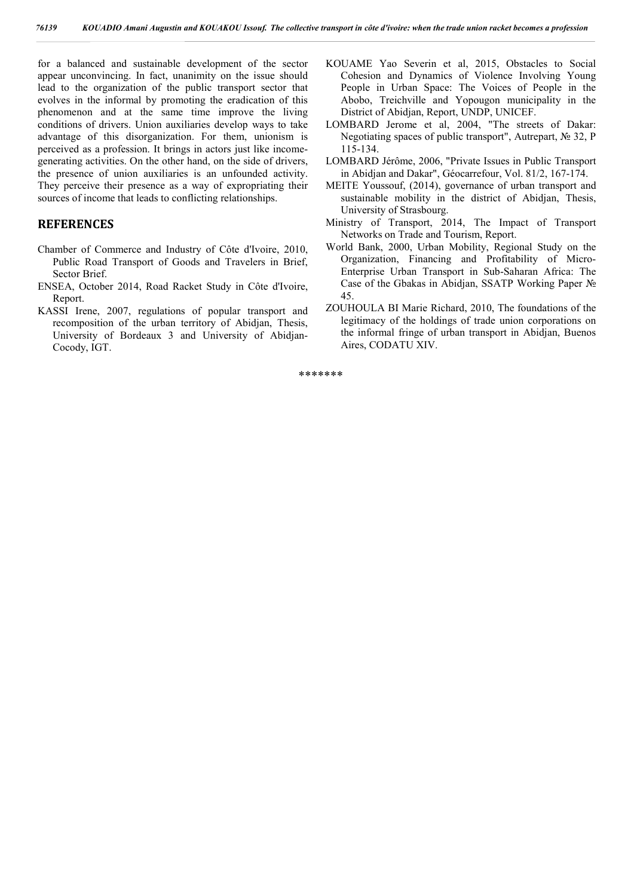for a balanced and sustainable development of the sector appear unconvincing. In fact, unanimity on the issue should lead to the organization of the public transport sector that evolves in the informal by promoting the eradication of this phenomenon and at the same time improve the living conditions of drivers. Union auxiliaries develop ways to take advantage of this disorganization. For them, unionism is perceived as a profession. It brings in actors just like income-generating activities. On the other hand, on the side of drivers, the presence of union auxiliaries is an unfounded activity. They perceive their presence as a way of expropriating their sources of income that leads to conflicting relationships.

## REFERENCES

Chamber of Commerce and Industry of Côte d'Ivoire, 2010, Public Road Transport of Goods and Travelers in Brief, Sector Brief.

ENSEA, October 2014, Road Racket Study in Côte d'Ivoire, Report.

KASSI Irene, 2007, regulations of popular transport and recomposition of the urban territory of Abidjan, Thesis, University of Bordeaux 3 and University of Abidjan-Cocody, IGT.

KOUAME Yao Severin et al, 2015, Obstacles to Social Cohesion and Dynamics of Violence Involving Young People in Urban Space: The Voices of People in the Abobo, Treichville and Yopougon municipality in the District of Abidjan, Report, UNDP, UNICEF.

LOMBARD Jerome et al, 2004, "The streets of Dakar: Negotiating spaces of public transport", Autrepart, № 32, P 115-134.

LOMBARD Jérôme, 2006, "Private Issues in Public Transport in Abidjan and Dakar", Géocarrefour, Vol. 81/2, 167-174.

MEITE Youssouf, (2014), governance of urban transport and sustainable mobility in the district of Abidjan, Thesis, University of Strasbourg.

Ministry of Transport, 2014, The Impact of Transport Networks on Trade and Tourism, Report.

World Bank, 2000, Urban Mobility, Regional Study on the Organization, Financing and Profitability of Micro-Enterprise Urban Transport in Sub-Saharan Africa: The Case of the Gbakas in Abidjan, SSATP Working Paper № 45.

ZOUHOULA BI Marie Richard, 2010, The foundations of the legitimacy of the holdings of trade union corporations on the informal fringe of urban transport in Abidjan, Buenos Aires, CODATU XIV.

*******